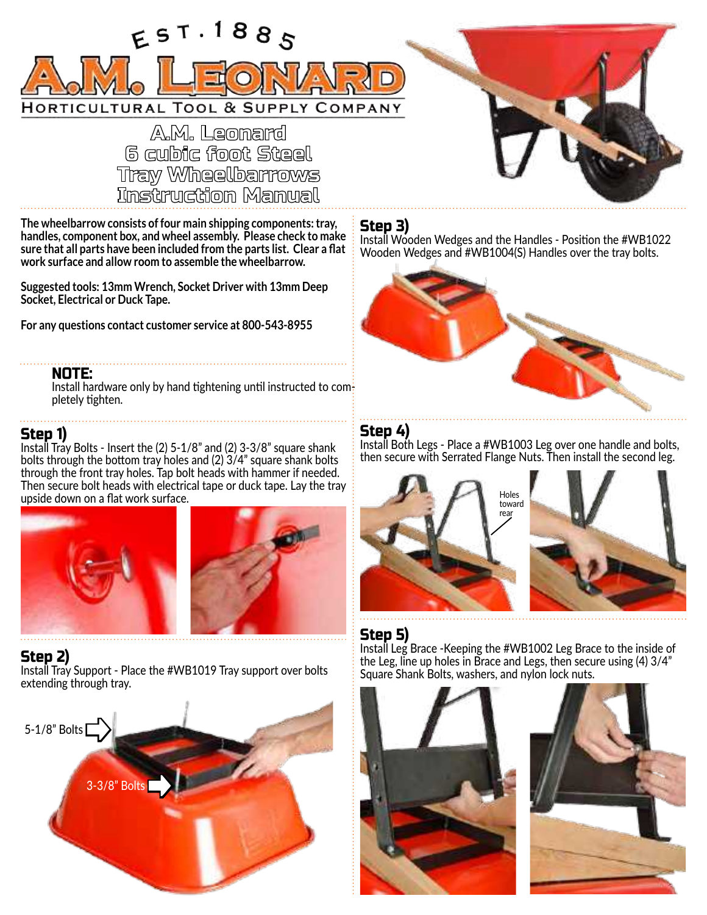EST. 1885

# A.M. LEONARD

HORTICULTURAL TOOL & SUPPLY COMPANY

# A.M. Leonard 6 cubic foot Steel Tray Wheelbarrows Instruction Manual

**The wheelbarrow consists of four main shipping components: tray, handles, component box, and wheel assembly. Please check to make sure that all parts have been included from the parts list. Clear a flat work surface and allow room to assemble the wheelbarrow.**

**Suggested tools: 13mm Wrench, Socket Driver with 13mm Deep Socket, Electrical or Duck Tape.**

**For any questions contact customer service at 800-543-8955**

**NOTE:**
Install hardware only by hand tightening until instructed to completely tighten.

## Step 1)

Install Tray Bolts - Insert the (2) 5-1/8" and (2) 3-3/8" square shank bolts through the bottom tray holes and (2) 3/4" square shank bolts through the front tray holes. Tap bolt heads with hammer if needed. Then secure bolt heads with electrical tape or duck tape. Lay the tray upside down on a flat work surface.

## Step 2)

Install Tray Support - Place the #WB1019 Tray support over bolts extending through tray.

5-1/8" Bolts

3-3/8" Bolts

## Step 3)

Install Wooden Wedges and the Handles - Position the #WB1022 Wooden Wedges and #WB1004(S) Handles over the tray bolts.

## Step 4)

Install Both Legs - Place a #WB1003 Leg over one handle and bolts, then secure with Serrated Flange Nuts. Then install the second leg.

Holes toward rear

## Step 5)

Install Leg Brace -Keeping the #WB1002 Leg Brace to the inside of the Leg, line up holes in Brace and Legs, then secure using (4) 3/4" Square Shank Bolts, washers, and nylon lock nuts.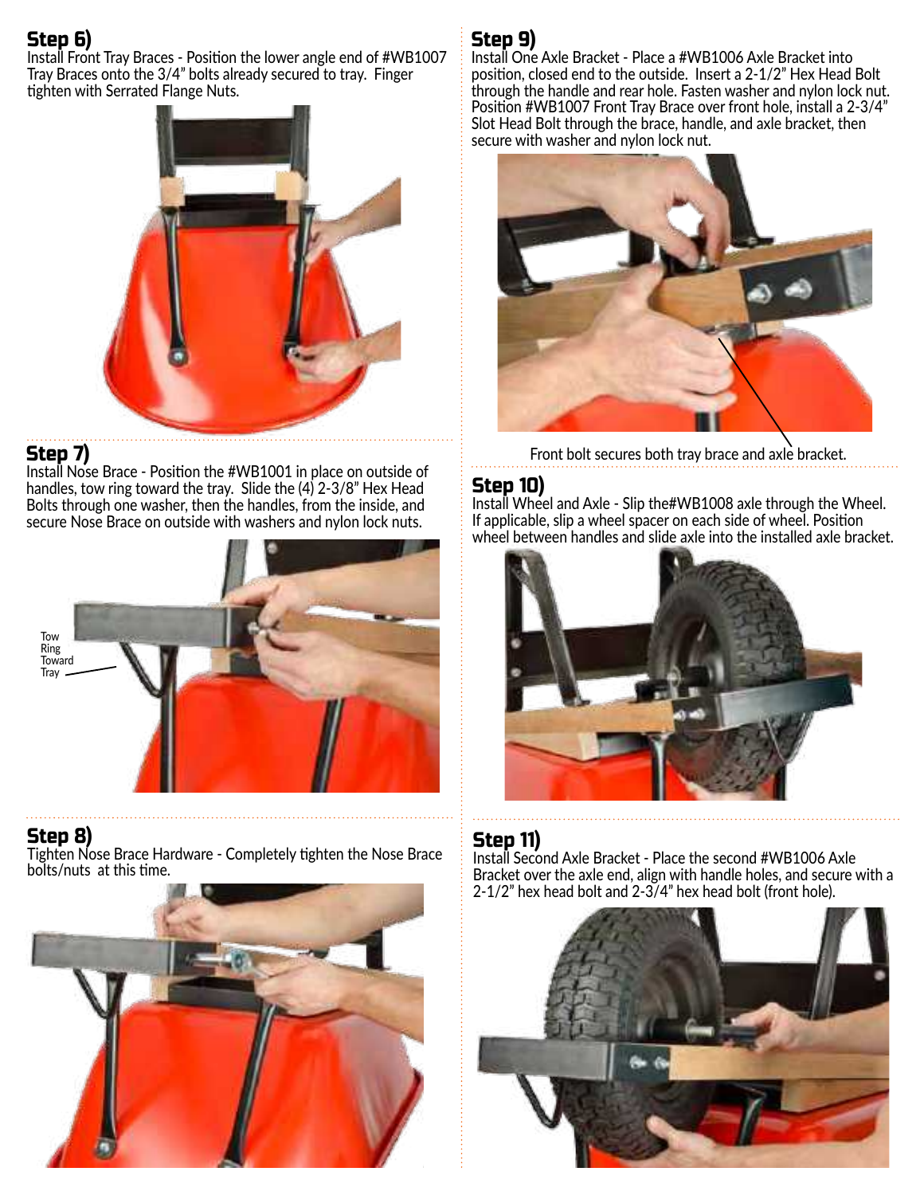## Step 6)

Install Front Tray Braces - Position the lower angle end of #WB1007 Tray Braces onto the 3/4" bolts already secured to tray. Finger tighten with Serrated Flange Nuts.

## Step 7)

Install Nose Brace - Position the #WB1001 in place on outside of handles, tow ring toward the tray. Slide the (4) 2-3/8" Hex Head Bolts through one washer, then the handles, from the inside, and secure Nose Brace on outside with washers and nylon lock nuts.

Tow Ring Toward Tray

## Step 8)

Tighten Nose Brace Hardware - Completely tighten the Nose Brace bolts/nuts at this time.

## Step 9)

Install One Axle Bracket - Place a #WB1006 Axle Bracket into position, closed end to the outside. Insert a 2-1/2" Hex Head Bolt through the handle and rear hole. Fasten washer and nylon lock nut. Position #WB1007 Front Tray Brace over front hole, install a 2-3/4" Slot Head Bolt through the brace, handle, and axle bracket, then secure with washer and nylon lock nut.

Front bolt secures both tray brace and axle bracket.

## Step 10)

Install Wheel and Axle - Slip the#WB1008 axle through the Wheel. If applicable, slip a wheel spacer on each side of wheel. Position wheel between handles and slide axle into the installed axle bracket.

## Step 11)

Install Second Axle Bracket - Place the second #WB1006 Axle Bracket over the axle end, align with handle holes, and secure with a 2-1/2" hex head bolt and 2-3/4" hex head bolt (front hole).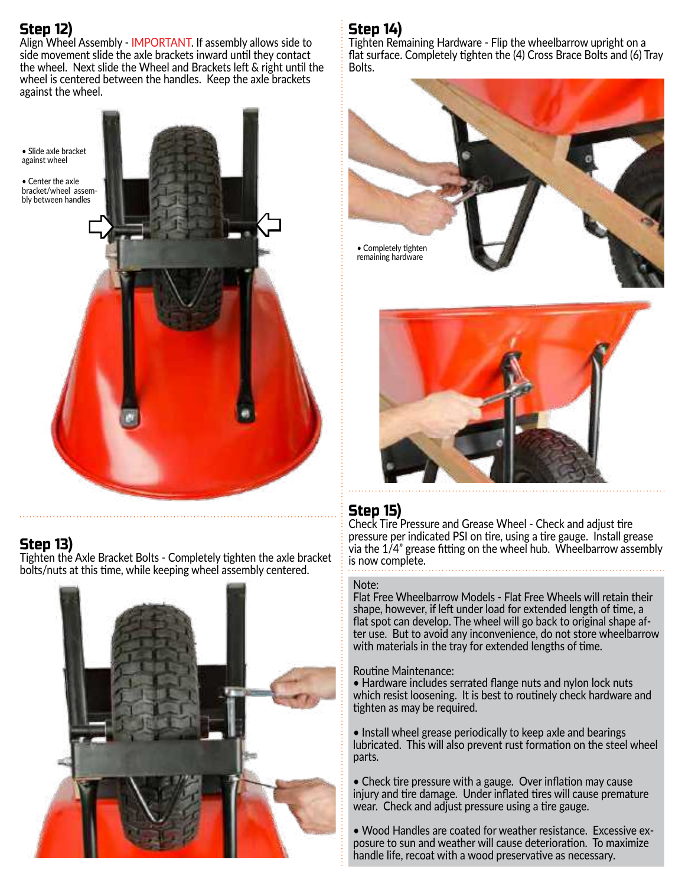## Step 12)

Align Wheel Assembly - IMPORTANT. If assembly allows side to side movement slide the axle brackets inward until they contact the wheel. Next slide the Wheel and Brackets left & right until the wheel is centered between the handles. Keep the axle brackets against the wheel.

- Slide axle bracket against wheel
- Center the axle bracket/wheel assembly between handles

## Step 13)

Tighten the Axle Bracket Bolts - Completely tighten the axle bracket bolts/nuts at this time, while keeping wheel assembly centered.

## Step 14)

Tighten Remaining Hardware - Flip the wheelbarrow upright on a flat surface. Completely tighten the (4) Cross Brace Bolts and (6) Tray Bolts.

- Completely tighten remaining hardware

## Step 15)

Check Tire Pressure and Grease Wheel - Check and adjust tire pressure per indicated PSI on tire, using a tire gauge. Install grease via the 1/4" grease fitting on the wheel hub. Wheelbarrow assembly is now complete.

Note:
Flat Free Wheelbarrow Models - Flat Free Wheels will retain their shape, however, if left under load for extended length of time, a flat spot can develop. The wheel will go back to original shape after use. But to avoid any inconvenience, do not store wheelbarrow with materials in the tray for extended lengths of time.

Routine Maintenance:

- Hardware includes serrated flange nuts and nylon lock nuts which resist loosening. It is best to routinely check hardware and tighten as may be required.
- Install wheel grease periodically to keep axle and bearings lubricated. This will also prevent rust formation on the steel wheel parts.
- Check tire pressure with a gauge. Over inflation may cause injury and tire damage. Under inflated tires will cause premature wear. Check and adjust pressure using a tire gauge.
- Wood Handles are coated for weather resistance. Excessive exposure to sun and weather will cause deterioration. To maximize handle life, recoat with a wood preservative as necessary.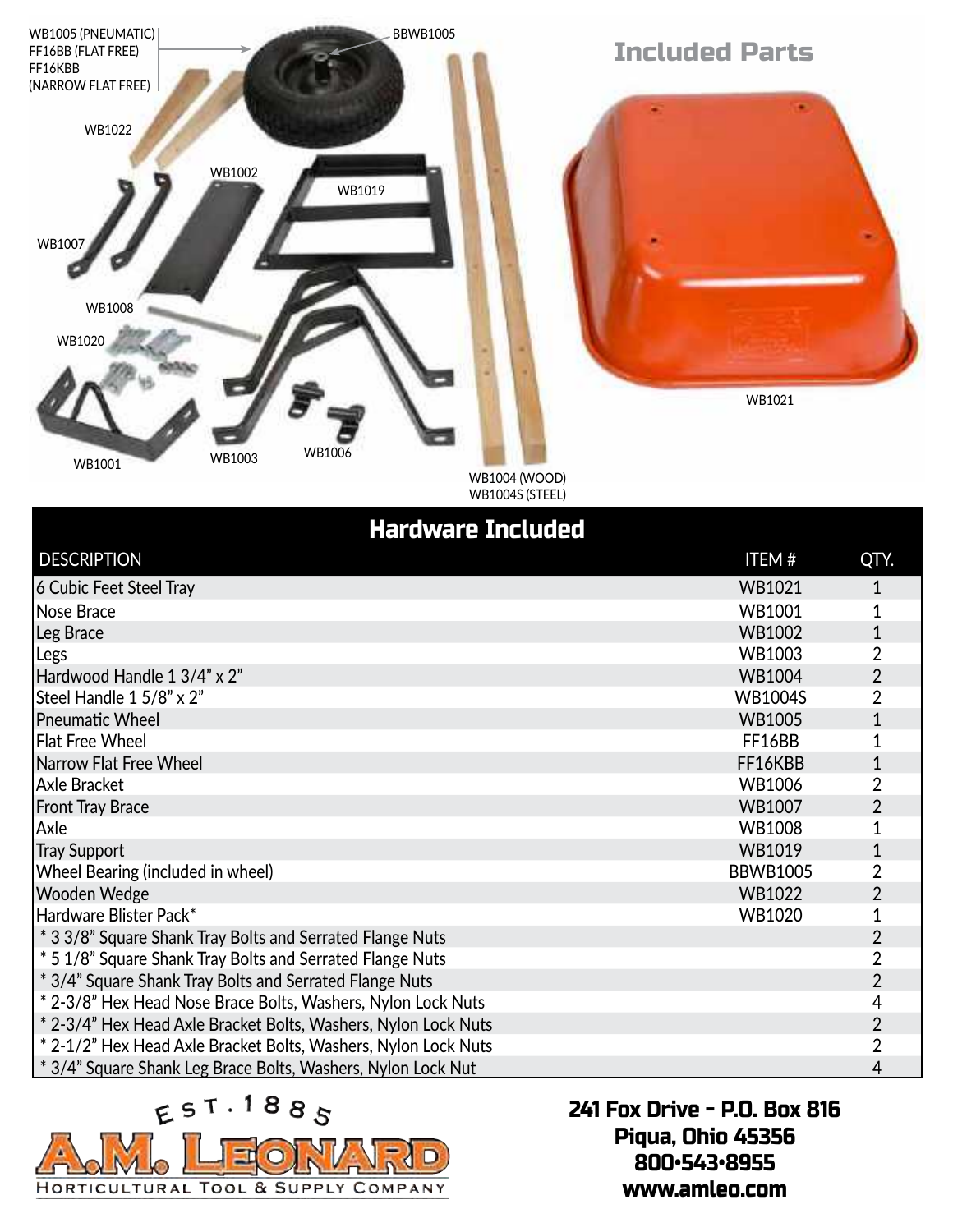## Included Parts

WB1005 (PNEUMATIC)
FF16BB (FLAT FREE)
FF16KBB
(NARROW FLAT FREE)

BBWB1005

WB1022

WB1002

WB1019

WB1007

WB1008

WB1020

WB1001

WB1003

WB1006

WB1004 (WOOD)
WB1004S (STEEL)

WB1021

## Hardware Included

| DESCRIPTION | ITEM # | QTY. |
|---|---|---|
| 6 Cubic Feet Steel Tray | WB1021 | 1 |
| Nose Brace | WB1001 | 1 |
| Leg Brace | WB1002 | 1 |
| Legs | WB1003 | 2 |
| Hardwood Handle 1 3/4" x 2" | WB1004 | 2 |
| Steel Handle 1 5/8" x 2" | WB1004S | 2 |
| Pneumatic Wheel | WB1005 | 1 |
| Flat Free Wheel | FF16BB | 1 |
| Narrow Flat Free Wheel | FF16KBB | 1 |
| Axle Bracket | WB1006 | 2 |
| Front Tray Brace | WB1007 | 2 |
| Axle | WB1008 | 1 |
| Tray Support | WB1019 | 1 |
| Wheel Bearing (included in wheel) | BBWB1005 | 2 |
| Wooden Wedge | WB1022 | 2 |
| Hardware Blister Pack* | WB1020 | 1 |
| * 3 3/8" Square Shank Tray Bolts and Serrated Flange Nuts | | 2 |
| * 5 1/8" Square Shank Tray Bolts and Serrated Flange Nuts | | 2 |
| * 3/4" Square Shank Tray Bolts and Serrated Flange Nuts | | 2 |
| * 2-3/8" Hex Head Nose Brace Bolts, Washers, Nylon Lock Nuts | | 4 |
| * 2-3/4" Hex Head Axle Bracket Bolts, Washers, Nylon Lock Nuts | | 2 |
| * 2-1/2" Hex Head Axle Bracket Bolts, Washers, Nylon Lock Nuts | | 2 |
| * 3/4" Square Shank Leg Brace Bolts, Washers, Nylon Lock Nut | | 4 |

EST. 1885
A.M. LEONARD
HORTICULTURAL TOOL & SUPPLY COMPANY

**241 Fox Drive - P.O. Box 816**
**Piqua, Ohio 45356**
**800•543•8955**
**www.amleo.com**